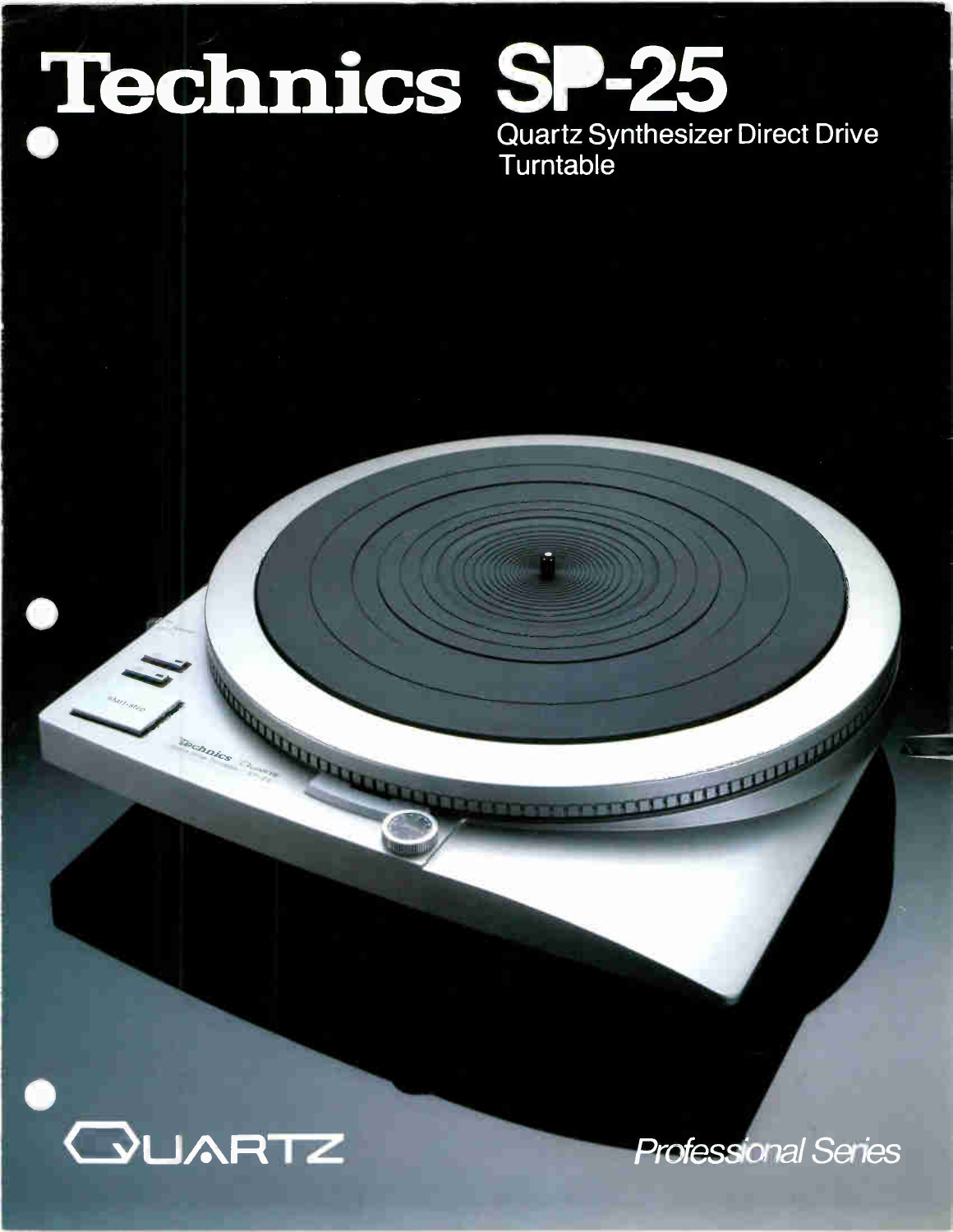# Technics SP-25

Quartz Synthesizer Direct Drive Turntable

QUARTZ

*Professional Series*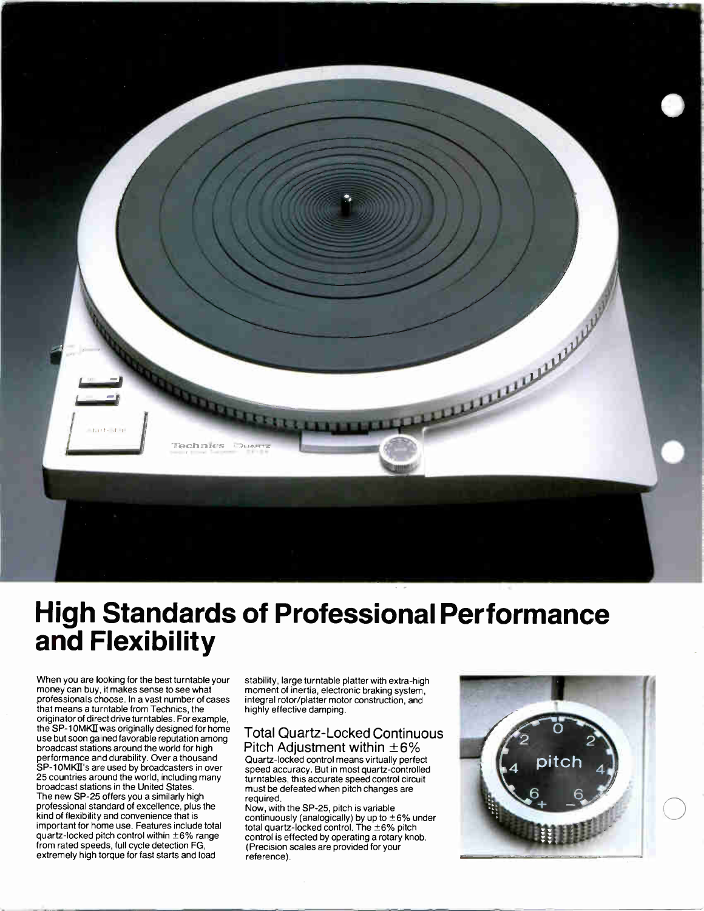# High Standards of Professional Performance and Flexibility

When you are looking for the best turntable your money can buy, it makes sense to see what professionals choose. In a vast number of cases that means a turntable from Technics, the originator of direct drive turntables. For example, the SP-10MKII was originally designed for home use but soon gained favorable reputation among broadcast stations around the world for high performance and durability. Over a thousand SP-10MKII's are used by broadcasters in over 25 countries around the world, including many broadcast stations in the United States.
The new SP-25 offers you a similarly high professional standard of excellence, plus the kind of flexibility and convenience that is important for home use. Features include total quartz-locked pitch control within ±6% range from rated speeds, full cycle detection FG, extremely high torque for fast starts and load stability, large turntable platter with extra-high moment of inertia, electronic braking system, integral rotor/platter motor construction, and highly effective damping.

## Total Quartz-Locked Continuous Pitch Adjustment within ±6%

Quartz-locked control means virtually perfect speed accuracy. But in most quartz-controlled turntables, this accurate speed control circuit must be defeated when pitch changes are required.
Now, with the SP-25, pitch is variable continuously (analogically) by up to ±6% under total quartz-locked control. The ±6% pitch control is effected by operating a rotary knob. (Precision scales are provided for your reference).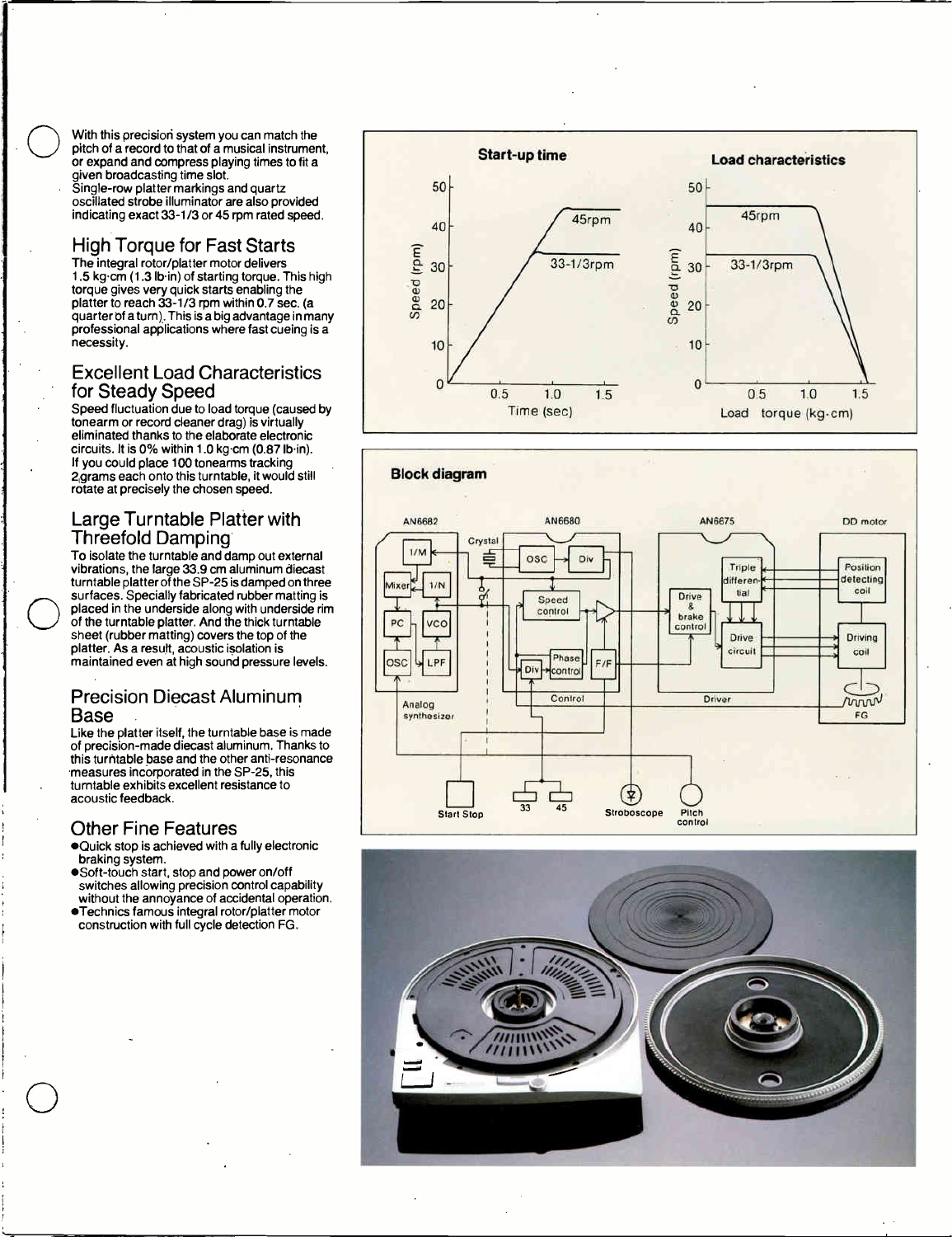With this precision system you can match the pitch of a record to that of a musical instrument, or expand and compress playing times to fit a given broadcasting time slot.
Single-row platter markings and quartz oscillated strobe illuminator are also provided indicating exact 33-1/3 or 45 rpm rated speed.

## High Torque for Fast Starts

The integral rotor/platter motor delivers 1.5 kg·cm (1.3 lb·in) of starting torque. This high torque gives very quick starts enabling the platter to reach 33-1/3 rpm within 0.7 sec. (a quarter of a turn). This is a big advantage in many professional applications where fast cueing is a necessity.

## Excellent Load Characteristics for Steady Speed

Speed fluctuation due to load torque (caused by tonearm or record cleaner drag) is virtually eliminated thanks to the elaborate electronic circuits. It is 0% within 1.0 kg·cm (0.87 lb·in). If you could place 100 tonearms tracking 2grams each onto this turntable, it would still rotate at precisely the chosen speed.

## Large Turntable Platter with Threefold Damping

To isolate the turntable and damp out external vibrations, the large 33.9 cm aluminum diecast turntable platter of the SP-25 is damped on three surfaces. Specially fabricated rubber matting is placed in the underside along with underside rim of the turntable platter. And the thick turntable sheet (rubber matting) covers the top of the platter. As a result, acoustic isolation is maintained even at high sound pressure levels.

## Precision Diecast Aluminum Base

Like the platter itself, the turntable base is made of precision-made diecast aluminum. Thanks to this turntable base and the other anti-resonance measures incorporated in the SP-25, this turntable exhibits excellent resistance to acoustic feedback.

## Other Fine Features

- Quick stop is achieved with a fully electronic braking system.
- Soft-touch start, stop and power on/off switches allowing precision control capability without the annoyance of accidental operation.
- Technics famous integral rotor/platter motor construction with full cycle detection FG.

**Start-up time**

**Load characteristics**

**Block diagram**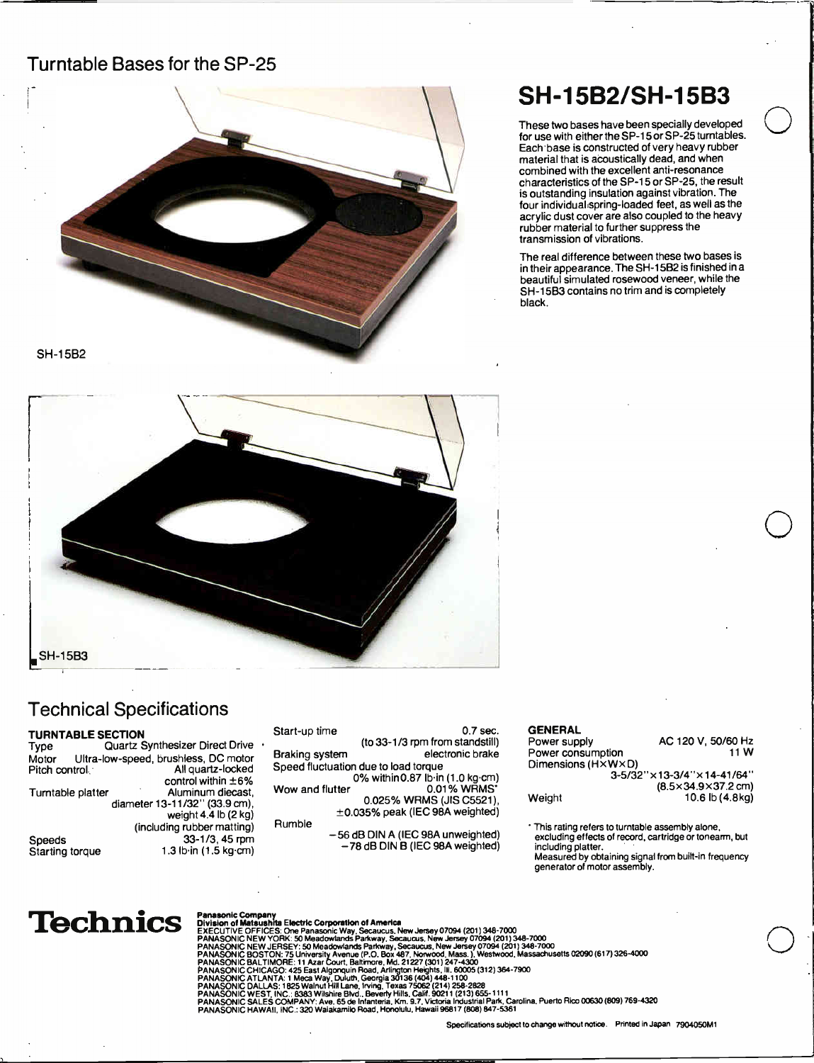# Turntable Bases for the SP-25

## SH-15B2/SH-15B3

These two bases have been specially developed for use with either the SP-15 or SP-25 turntables. Each base is constructed of very heavy rubber material that is acoustically dead, and when combined with the excellent anti-resonance characteristics of the SP-15 or SP-25, the result is outstanding insulation against vibration. The four individual spring-loaded feet, as well as the acrylic dust cover are also coupled to the heavy rubber material to further suppress the transmission of vibrations.

The real difference between these two bases is in their appearance. The SH-15B2 is finished in a beautiful simulated rosewood veneer, while the SH-15B3 contains no trim and is completely black.

SH-15B2

SH-15B3

## Technical Specifications

**TURNTABLE SECTION**

| | |
|---|---|
| Type | Quartz Synthesizer Direct Drive |
| Motor | Ultra-low-speed, brushless, DC motor |
| Pitch control | All quartz-locked control within ±6% |
| Turntable platter | Aluminum diecast, diameter 13-11/32" (33.9 cm), weight 4.4 lb (2 kg) (including rubber matting) |
| Speeds | 33-1/3, 45 rpm |
| Starting torque | 1.3 lb·in (1.5 kg·cm) |
| Start-up time | 0.7 sec. (to 33-1/3 rpm from standstill) |
| Braking system | electronic brake |
| Speed fluctuation due to load torque | 0% within 0.87 lb·in (1.0 kg·cm) |
| Wow and flutter | 0.01% WRMS* 0.025% WRMS (JIS C5521), ±0.035% peak (IEC 98A weighted) |
| Rumble | −56 dB DIN A (IEC 98A unweighted) −78 dB DIN B (IEC 98A weighted) |

**GENERAL**

| | |
|---|---|
| Power supply | AC 120 V, 50/60 Hz |
| Power consumption | 11 W |
| Dimensions (H×W×D) | 3-5/32"×13-3/4"×14-41/64" (8.5×34.9×37.2 cm) |
| Weight | 10.6 lb (4.8 kg) |

* This rating refers to turntable assembly alone, excluding effects of record, cartridge or tonearm, but including platter.
Measured by obtaining signal from built-in frequency generator of motor assembly.

**Technics**

**Panasonic Company**
**Division of Matsushita Electric Corporation of America**
EXECUTIVE OFFICES: One Panasonic Way, Secaucus, New Jersey 07094 (201) 348-7000
PANASONIC NEW YORK: 50 Meadowlands Parkway, Secaucus, New Jersey 07094 (201) 348-7000
PANASONIC NEW JERSEY: 50 Meadowlands Parkway, Secaucus, New Jersey 07094 (201) 348-7000
PANASONIC BOSTON: 75 University Avenue (P.O. Box 487, Norwood, Mass.), Westwood, Massachusetts 02090 (617) 326-4000
PANASONIC BALTIMORE: 11 Azar Court, Baltimore, Md. 21227 (301) 247-4300
PANASONIC CHICAGO: 425 East Algonquin Road, Arlington Heights, Ill. 60005 (312) 364-7900
PANASONIC ATLANTA: 1 Meca Way, Duluth, Georgia 30136 (404) 448-1100
PANASONIC DALLAS: 1825 Walnut Hill Lane, Irving, Texas 75062 (214) 258-2828
PANASONIC WEST, INC.: 8383 Wilshire Blvd., Beverly Hills, Calif. 90211 (213) 655-1111
PANASONIC SALES COMPANY: Ave. 65 de Infanteria, Km. 9.7, Victoria Industrial Park, Carolina, Puerto Rico 00630 (809) 769-4320
PANASONIC HAWAII, INC.: 320 Waiakamilo Road, Honolulu, Hawaii 96817 (808) 847-5361

Specifications subject to change without notice. Printed in Japan 7904050M1